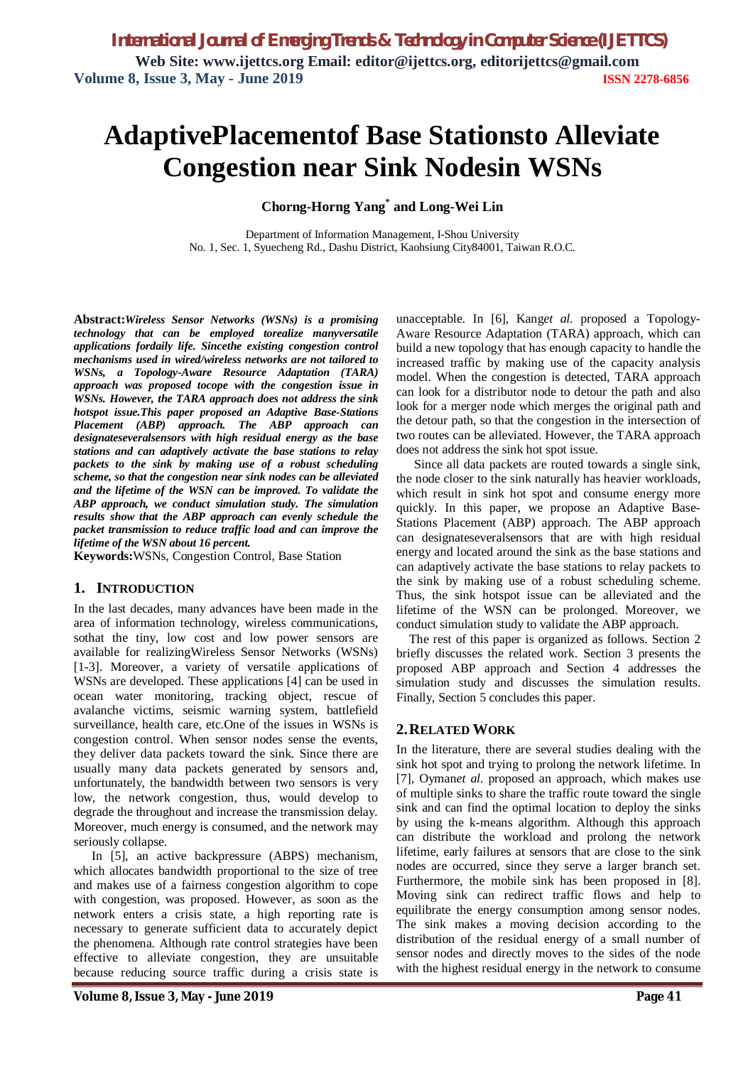# Adaptive Placement of Base Stations to Alleviate Congestion near Sink Nodes in WSNs

**Chorng-Horng Yang[*] and Long-Wei Lin**

Department of Information Management, I-Shou University
No. 1, Sec. 1, Syuecheng Rd., Dashu District, Kaohsiung City84001, Taiwan R.O.C.

**Abstract:** *Wireless Sensor Networks (WSNs) is a promising technology that can be employed torealize manyversatile applications fordaily life. Sincethe existing congestion control mechanisms used in wired/wireless networks are not tailored to WSNs, a Topology-Aware Resource Adaptation (TARA) approach was proposed tocope with the congestion issue in WSNs. However, the TARA approach does not address the sink hotspot issue.This paper proposed an Adaptive Base-Stations Placement (ABP) approach. The ABP approach can designateseveralsensors with high residual energy as the base stations and can adaptively activate the base stations to relay packets to the sink by making use of a robust scheduling scheme, so that the congestion near sink nodes can be alleviated and the lifetime of the WSN can be improved. To validate the ABP approach, we conduct simulation study. The simulation results show that the ABP approach can evenly schedule the packet transmission to reduce traffic load and can improve the lifetime of the WSN about 16 percent.*

**Keywords:** WSNs, Congestion Control, Base Station

## 1. Introduction

In the last decades, many advances have been made in the area of information technology, wireless communications, sothat the tiny, low cost and low power sensors are available for realizingWireless Sensor Networks (WSNs) [1-3]. Moreover, a variety of versatile applications of WSNs are developed. These applications [4] can be used in ocean water monitoring, tracking object, rescue of avalanche victims, seismic warning system, battlefield surveillance, health care, etc.One of the issues in WSNs is congestion control. When sensor nodes sense the events, they deliver data packets toward the sink. Since there are usually many data packets generated by sensors and, unfortunately, the bandwidth between two sensors is very low, the network congestion, thus, would develop to degrade the throughout and increase the transmission delay. Moreover, much energy is consumed, and the network may seriously collapse.

In [5], an active backpressure (ABPS) mechanism, which allocates bandwidth proportional to the size of tree and makes use of a fairness congestion algorithm to cope with congestion, was proposed. However, as soon as the network enters a crisis state, a high reporting rate is necessary to generate sufficient data to accurately depict the phenomena. Although rate control strategies have been effective to alleviate congestion, they are unsuitable because reducing source traffic during a crisis state is unacceptable. In [6], Kang*et al.* proposed a Topology-Aware Resource Adaptation (TARA) approach, which can build a new topology that has enough capacity to handle the increased traffic by making use of the capacity analysis model. When the congestion is detected, TARA approach can look for a distributor node to detour the path and also look for a merger node which merges the original path and the detour path, so that the congestion in the intersection of two routes can be alleviated. However, the TARA approach does not address the sink hot spot issue.

Since all data packets are routed towards a single sink, the node closer to the sink naturally has heavier workloads, which result in sink hot spot and consume energy more quickly. In this paper, we propose an Adaptive Base-Stations Placement (ABP) approach. The ABP approach can designateseveralsensors that are with high residual energy and located around the sink as the base stations and can adaptively activate the base stations to relay packets to the sink by making use of a robust scheduling scheme. Thus, the sink hotspot issue can be alleviated and the lifetime of the WSN can be prolonged. Moreover, we conduct simulation study to validate the ABP approach.

The rest of this paper is organized as follows. Section 2 briefly discusses the related work. Section 3 presents the proposed ABP approach and Section 4 addresses the simulation study and discusses the simulation results. Finally, Section 5 concludes this paper.

## 2. Related Work

In the literature, there are several studies dealing with the sink hot spot and trying to prolong the network lifetime. In [7], Oyman*et al.* proposed an approach, which makes use of multiple sinks to share the traffic route toward the single sink and can find the optimal location to deploy the sinks by using the k-means algorithm. Although this approach can distribute the workload and prolong the network lifetime, early failures at sensors that are close to the sink nodes are occurred, since they serve a larger branch set. Furthermore, the mobile sink has been proposed in [8]. Moving sink can redirect traffic flows and help to equilibrate the energy consumption among sensor nodes. The sink makes a moving decision according to the distribution of the residual energy of a small number of sensor nodes and directly moves to the sides of the node with the highest residual energy in the network to consume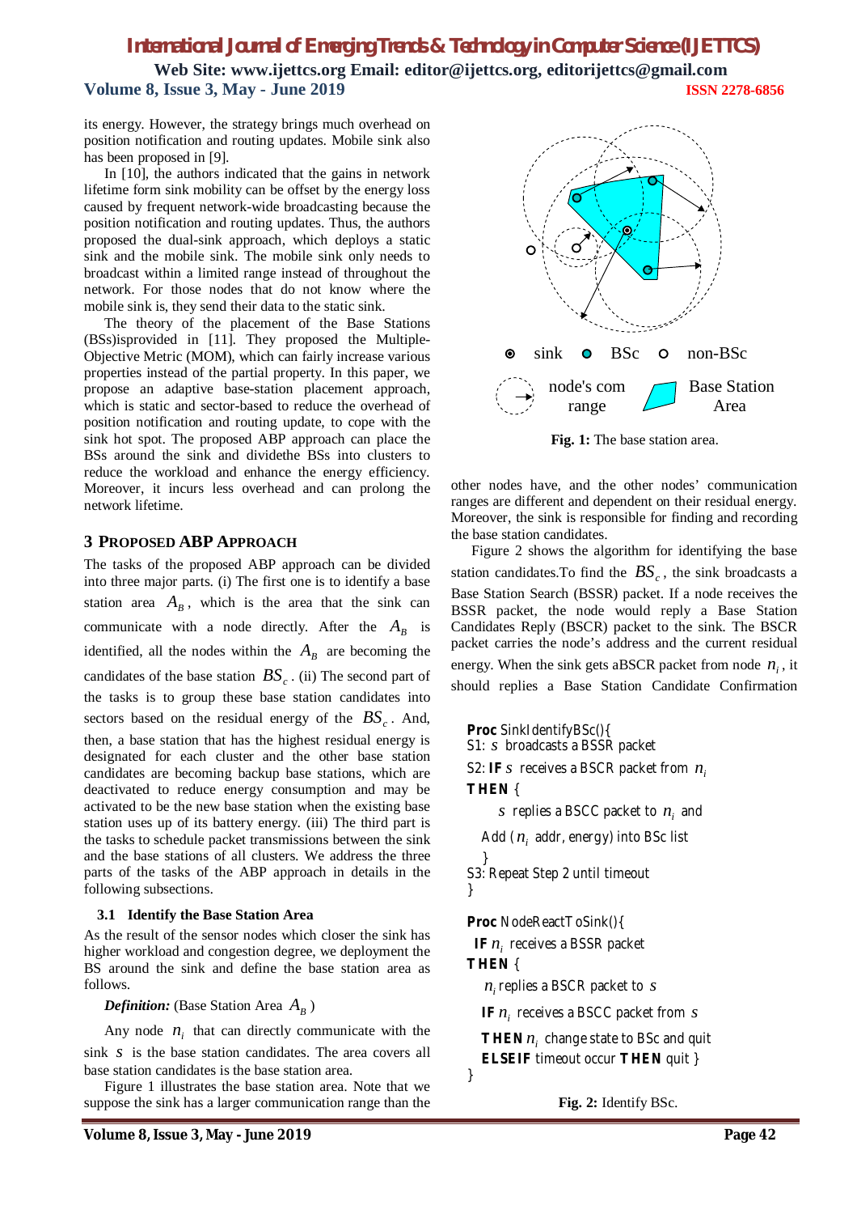its energy. However, the strategy brings much overhead on position notification and routing updates. Mobile sink also has been proposed in [9].

In [10], the authors indicated that the gains in network lifetime form sink mobility can be offset by the energy loss caused by frequent network-wide broadcasting because the position notification and routing updates. Thus, the authors proposed the dual-sink approach, which deploys a static sink and the mobile sink. The mobile sink only needs to broadcast within a limited range instead of throughout the network. For those nodes that do not know where the mobile sink is, they send their data to the static sink.

The theory of the placement of the Base Stations (BSs)isprovided in [11]. They proposed the Multiple-Objective Metric (MOM), which can fairly increase various properties instead of the partial property. In this paper, we propose an adaptive base-station placement approach, which is static and sector-based to reduce the overhead of position notification and routing update, to cope with the sink hot spot. The proposed ABP approach can place the BSs around the sink and dividethe BSs into clusters to reduce the workload and enhance the energy efficiency. Moreover, it incurs less overhead and can prolong the network lifetime.

## 3 Proposed ABP Approach

The tasks of the proposed ABP approach can be divided into three major parts. (i) The first one is to identify a base station area $A_B$, which is the area that the sink can communicate with a node directly. After the $A_B$ is identified, all the nodes within the $A_B$ are becoming the candidates of the base station $BS_c$. (ii) The second part of the tasks is to group these base station candidates into sectors based on the residual energy of the $BS_c$. And, then, a base station that has the highest residual energy is designated for each cluster and the other base station candidates are becoming backup base stations, which are deactivated to reduce energy consumption and may be activated to be the new base station when the existing base station uses up of its battery energy. (iii) The third part is the tasks to schedule packet transmissions between the sink and the base stations of all clusters. We address the three parts of the tasks of the ABP approach in details in the following subsections.

### 3.1 Identify the Base Station Area

As the result of the sensor nodes which closer the sink has higher workload and congestion degree, we deployment the BS around the sink and define the base station area as follows.

***Definition:*** (Base Station Area $A_B$)

Any node $n_i$ that can directly communicate with the sink $s$ is the base station candidates. The area covers all base station candidates is the base station area.

Figure 1 illustrates the base station area. Note that we suppose the sink has a larger communication range than the other nodes have, and the other nodes' communication ranges are different and dependent on their residual energy. Moreover, the sink is responsible for finding and recording the base station candidates.

sink BSc non-BSc

node's com range Base Station Area

**Fig. 1:** The base station area.

Figure 2 shows the algorithm for identifying the base station candidates.To find the $BS_c$, the sink broadcasts a Base Station Search (BSSR) packet. If a node receives the BSSR packet, the node would reply a Base Station Candidates Reply (BSCR) packet to the sink. The BSCR packet carries the node's address and the current residual energy. When the sink gets aBSCR packet from node $n_i$, it should replies a Base Station Candidate Confirmation

```
Proc SinkIdentifyBSc(){
S1: s broadcasts a BSSR packet
S2: IF s receives a BSCR packet from n_i
THEN {
      s replies a BSCC packet to n_i and
   Add (n_i addr, energy) into BSc list
   }
S3: Repeat Step 2 until timeout
}

Proc NodeReactToSink(){
  IF n_i receives a BSSR packet
THEN {
   n_i replies a BSCR packet to s
   IF n_i receives a BSCC packet from s
   THEN n_i change state to BSc and quit
   ELSEIF timeout occur THEN quit }
}
```

**Fig. 2:** Identify BSc.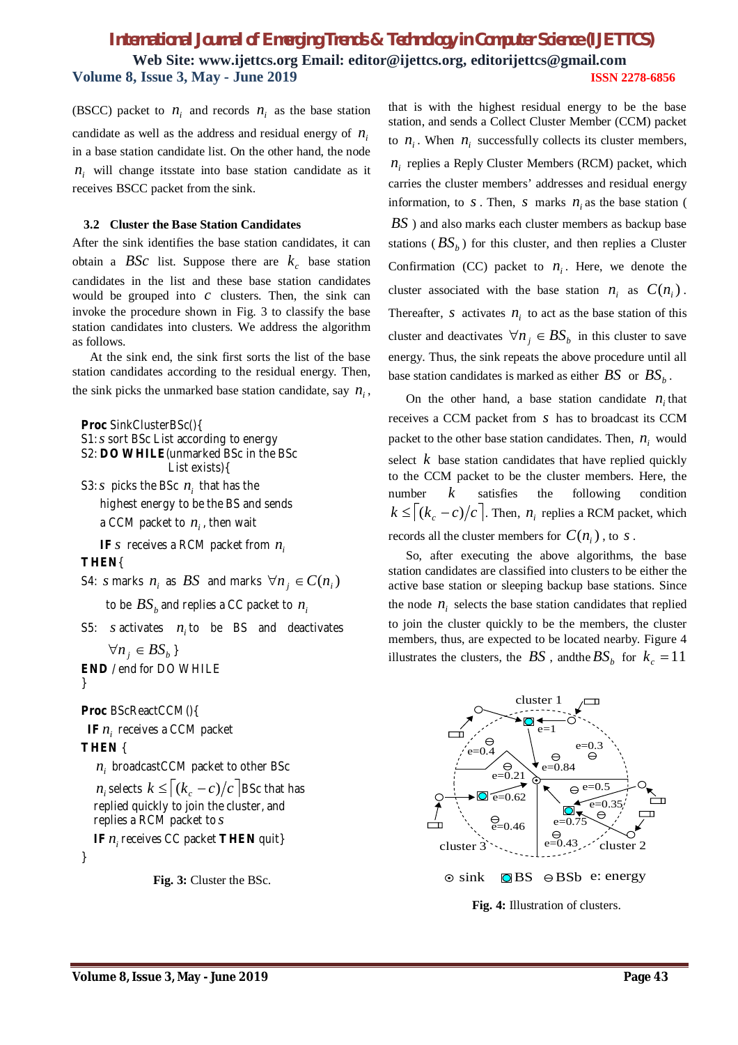(BSCC) packet to $n_i$ and records $n_i$ as the base station candidate as well as the address and residual energy of $n_i$ in a base station candidate list. On the other hand, the node $n_i$ will change itsstate into base station candidate as it receives BSCC packet from the sink.

### 3.2 Cluster the Base Station Candidates

After the sink identifies the base station candidates, it can obtain a $BSc$ list. Suppose there are $k_c$ base station candidates in the list and these base station candidates would be grouped into $c$ clusters. Then, the sink can invoke the procedure shown in Fig. 3 to classify the base station candidates into clusters. We address the algorithm as follows.

At the sink end, the sink first sorts the list of the base station candidates according to the residual energy. Then, the sink picks the unmarked base station candidate, say $n_i$, that is with the highest residual energy to be the base station, and sends a Collect Cluster Member (CCM) packet to $n_i$. When $n_i$ successfully collects its cluster members, $n_i$ replies a Reply Cluster Members (RCM) packet, which carries the cluster members' addresses and residual energy information, to $s$. Then, $s$ marks $n_i$ as the base station ( $BS$ ) and also marks each cluster members as backup base stations ( $BS_b$ ) for this cluster, and then replies a Cluster Confirmation (CC) packet to $n_i$. Here, we denote the cluster associated with the base station $n_i$ as $C(n_i)$. Thereafter, $s$ activates $n_i$ to act as the base station of this cluster and deactivates $\forall n_j \in BS_b$ in this cluster to save energy. Thus, the sink repeats the above procedure until all base station candidates is marked as either $BS$ or $BS_b$.

On the other hand, a base station candidate $n_i$ that receives a CCM packet from $s$ has to broadcast its CCM packet to the other base station candidates. Then, $n_i$ would select $k$ base station candidates that have replied quickly to the CCM packet to be the cluster members. Here, the number $k$ satisfies the following condition $k \leq \lceil (k_c - c)/c \rceil$. Then, $n_i$ replies a RCM packet, which records all the cluster members for $C(n_i)$, to $s$.

So, after executing the above algorithms, the base station candidates are classified into clusters to be either the active base station or sleeping backup base stations. Since the node $n_i$ selects the base station candidates that replied to join the cluster quickly to be the members, the cluster members, thus, are expected to be located nearby. Figure 4 illustrates the clusters, the $BS$, andthe $BS_b$ for $k_c = 11$

**Proc** SinkClusterBSc(){
S1: $s$ sort BSc List according to energy
S2: **DO WHILE** (unmarked BSc in the BSc List exists){
S3: $s$ picks the BSc $n_i$ that has the highest energy to be the BS and sends a CCM packet to $n_i$, then wait
**IF** $s$ receives a RCM packet from $n_i$
**THEN** {
S4: $s$ marks $n_i$ as $BS$ and marks $\forall n_j \in C(n_i)$ to be $BS_b$ and replies a CC packet to $n_i$
S5: $s$ activates $n_i$ to be BS and deactivates $\forall n_j \in BS_b$ }
**END** / end for DO WHILE
}

**Proc** BScReactCCM (){
**IF** $n_i$ receives a CCM packet
**THEN** {
$n_i$ broadcastCCM packet to other BSc
$n_i$ selects $k \leq \lceil (k_c - c)/c \rceil$ BSc that has replied quickly to join the cluster, and replies a RCM packet to $s$
**IF** $n_i$ receives CC packet **THEN** quit}
}

**Fig. 3:** Cluster the BSc.

**Fig. 4:** Illustration of clusters.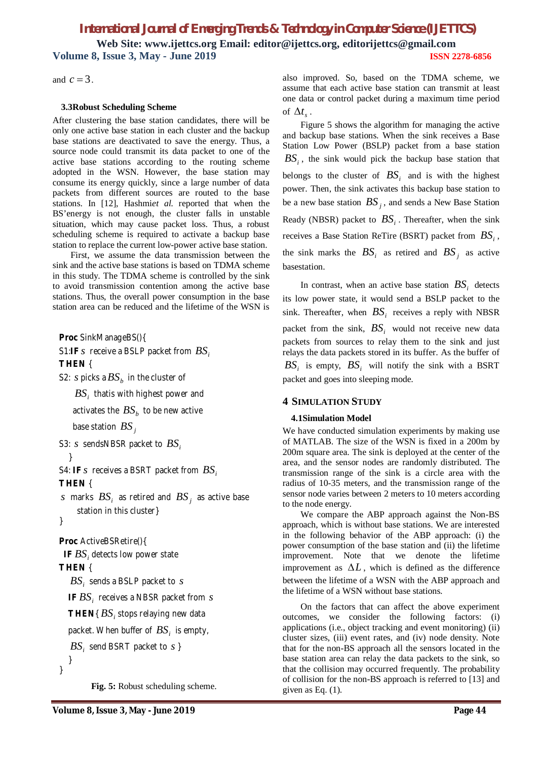and $c = 3$.

### 3.3 Robust Scheduling Scheme

After clustering the base station candidates, there will be only one active base station in each cluster and the backup base stations are deactivated to save the energy. Thus, a source node could transmit its data packet to one of the active base stations according to the routing scheme adopted in the WSN. However, the base station may consume its energy quickly, since a large number of data packets from different sources are routed to the base stations. In [12], Hashmi *et al.* reported that when the BS'energy is not enough, the cluster falls in unstable situation, which may cause packet loss. Thus, a robust scheduling scheme is required to activate a backup base station to replace the current low-power active base station.

First, we assume the data transmission between the sink and the active base stations is based on TDMA scheme in this study. The TDMA scheme is controlled by the sink to avoid transmission contention among the active base stations. Thus, the overall power consumption in the base station area can be reduced and the lifetime of the WSN is also improved. So, based on the TDMA scheme, we assume that each active base station can transmit at least one data or control packet during a maximum time period of $\Delta t_s$.

```
Proc SinkManageBS(){
S1:IF s receive a BSLP packet from BS_i
THEN {
S2: s picks a BS_b in the cluster of
    BS_i that is with highest power and
    activates the BS_b to be new active
    base station BS_j
S3: s sends NBSR packet to BS_i
  }
S4: IF s receives a BSRT packet from BS_i
THEN {
s marks BS_i as retired and BS_j as active base
    station in this cluster}
}

Proc ActiveBSRetire(){
 IF BS_i detects low power state
THEN {
   BS_i sends a BSLP packet to s
   IF BS_i receives a NBSR packet from s
   THEN{ BS_i stops relaying new data
   packet. When buffer of BS_i is empty,
   BS_i send BSRT packet to s }
  }
}
```

**Fig. 5:** Robust scheduling scheme.

Figure 5 shows the algorithm for managing the active and backup base stations. When the sink receives a Base Station Low Power (BSLP) packet from a base station $BS_i$, the sink would pick the backup base station that belongs to the cluster of $BS_i$ and is with the highest power. Then, the sink activates this backup base station to be a new base station $BS_j$, and sends a New Base Station Ready (NBSR) packet to $BS_i$. Thereafter, when the sink receives a Base Station ReTire (BSRT) packet from $BS_i$, the sink marks the $BS_i$ as retired and $BS_j$ as active basestation.

In contrast, when an active base station $BS_i$ detects its low power state, it would send a BSLP packet to the sink. Thereafter, when $BS_i$ receives a reply with NBSR packet from the sink, $BS_i$ would not receive new data packets from sources to relay them to the sink and just relays the data packets stored in its buffer. As the buffer of $BS_i$ is empty, $BS_i$ will notify the sink with a BSRT packet and goes into sleeping mode.

## 4 SIMULATION STUDY

### 4.1 Simulation Model

We have conducted simulation experiments by making use of MATLAB. The size of the WSN is fixed in a 200m by 200m square area. The sink is deployed at the center of the area, and the sensor nodes are randomly distributed. The transmission range of the sink is a circle area with the radius of 10-35 meters, and the transmission range of the sensor node varies between 2 meters to 10 meters according to the node energy.

We compare the ABP approach against the Non-BS approach, which is without base stations. We are interested in the following behavior of the ABP approach: (i) the power consumption of the base station and (ii) the lifetime improvement. Note that we denote the lifetime improvement as $\Delta L$, which is defined as the difference between the lifetime of a WSN with the ABP approach and the lifetime of a WSN without base stations.

On the factors that can affect the above experiment outcomes, we consider the following factors: (i) applications (i.e., object tracking and event monitoring) (ii) cluster sizes, (iii) event rates, and (iv) node density. Note that for the non-BS approach all the sensors located in the base station area can relay the data packets to the sink, so that the collision may occurred frequently. The probability of collision for the non-BS approach is referred to [13] and given as Eq. (1).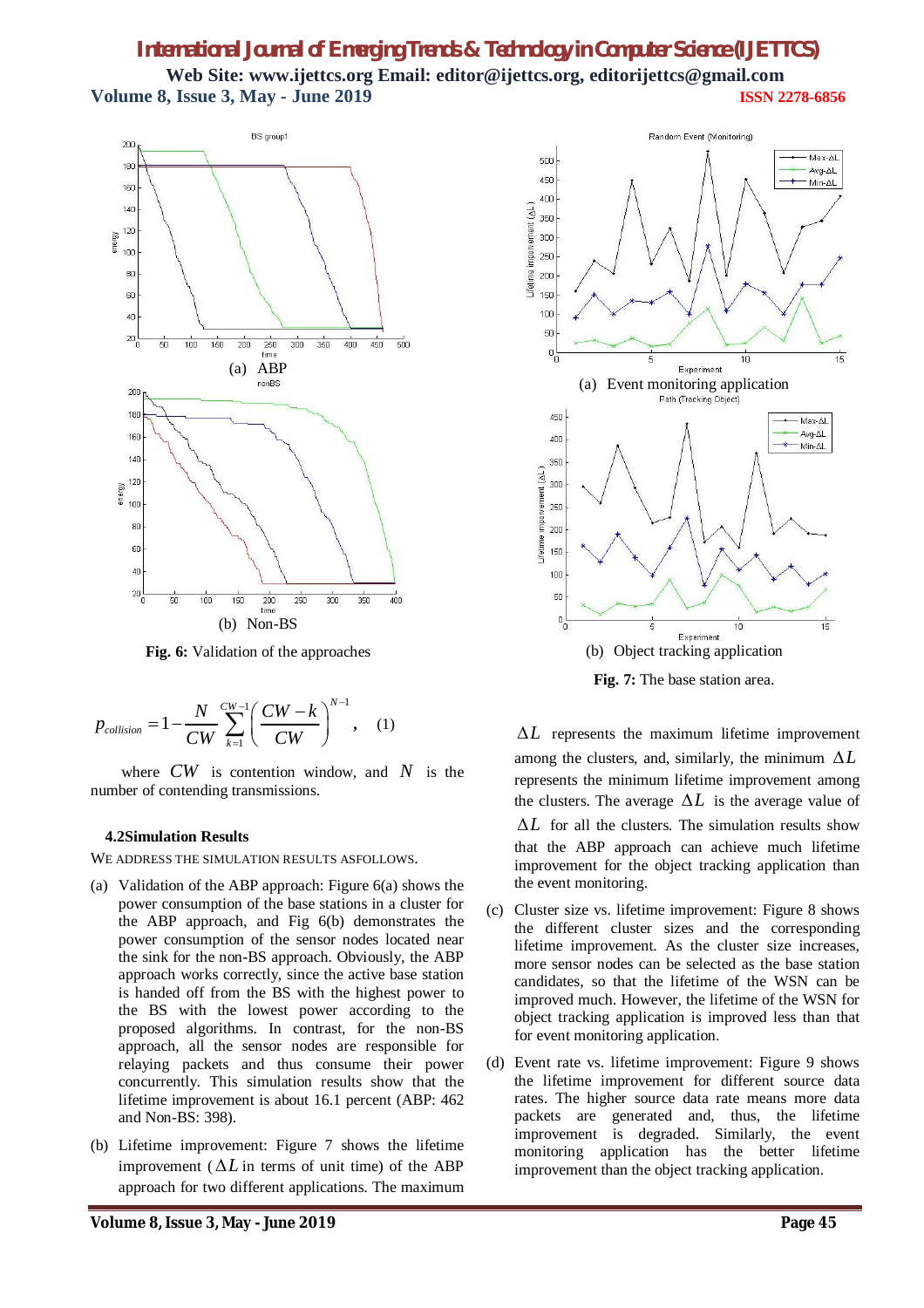(a) ABP

(b) Non-BS

**Fig. 6:** Validation of the approaches

$$p_{collision} = 1 - \frac{N}{CW} \sum_{k=1}^{CW-1} \left( \frac{CW-k}{CW} \right)^{N-1}, \quad (1)$$

where $CW$ is contention window, and $N$ is the number of contending transmissions.

### 4.2 Simulation Results

WE ADDRESS THE SIMULATION RESULTS AS FOLLOWS.

(a) Validation of the ABP approach: Figure 6(a) shows the power consumption of the base stations in a cluster for the ABP approach, and Fig 6(b) demonstrates the power consumption of the sensor nodes located near the sink for the non-BS approach. Obviously, the ABP approach works correctly, since the active base station is handed off from the BS with the highest power to the BS with the lowest power according to the proposed algorithms. In contrast, for the non-BS approach, all the sensor nodes are responsible for relaying packets and thus consume their power concurrently. This simulation results show that the lifetime improvement is about 16.1 percent (ABP: 462 and Non-BS: 398).

(b) Lifetime improvement: Figure 7 shows the lifetime improvement ($\Delta L$ in terms of unit time) of the ABP approach for two different applications. The maximum $\Delta L$ represents the maximum lifetime improvement among the clusters, and, similarly, the minimum $\Delta L$ represents the minimum lifetime improvement among the clusters. The average $\Delta L$ is the average value of $\Delta L$ for all the clusters. The simulation results show that the ABP approach can achieve much lifetime improvement for the object tracking application than the event monitoring.

(a) Event monitoring application

(b) Object tracking application

**Fig. 7:** The base station area.

(c) Cluster size vs. lifetime improvement: Figure 8 shows the different cluster sizes and the corresponding lifetime improvement. As the cluster size increases, more sensor nodes can be selected as the base station candidates, so that the lifetime of the WSN can be improved much. However, the lifetime of the WSN for object tracking application is improved less than that for event monitoring application.

(d) Event rate vs. lifetime improvement: Figure 9 shows the lifetime improvement for different source data rates. The higher source data rate means more data packets are generated and, thus, the lifetime improvement is degraded. Similarly, the event monitoring application has the better lifetime improvement than the object tracking application.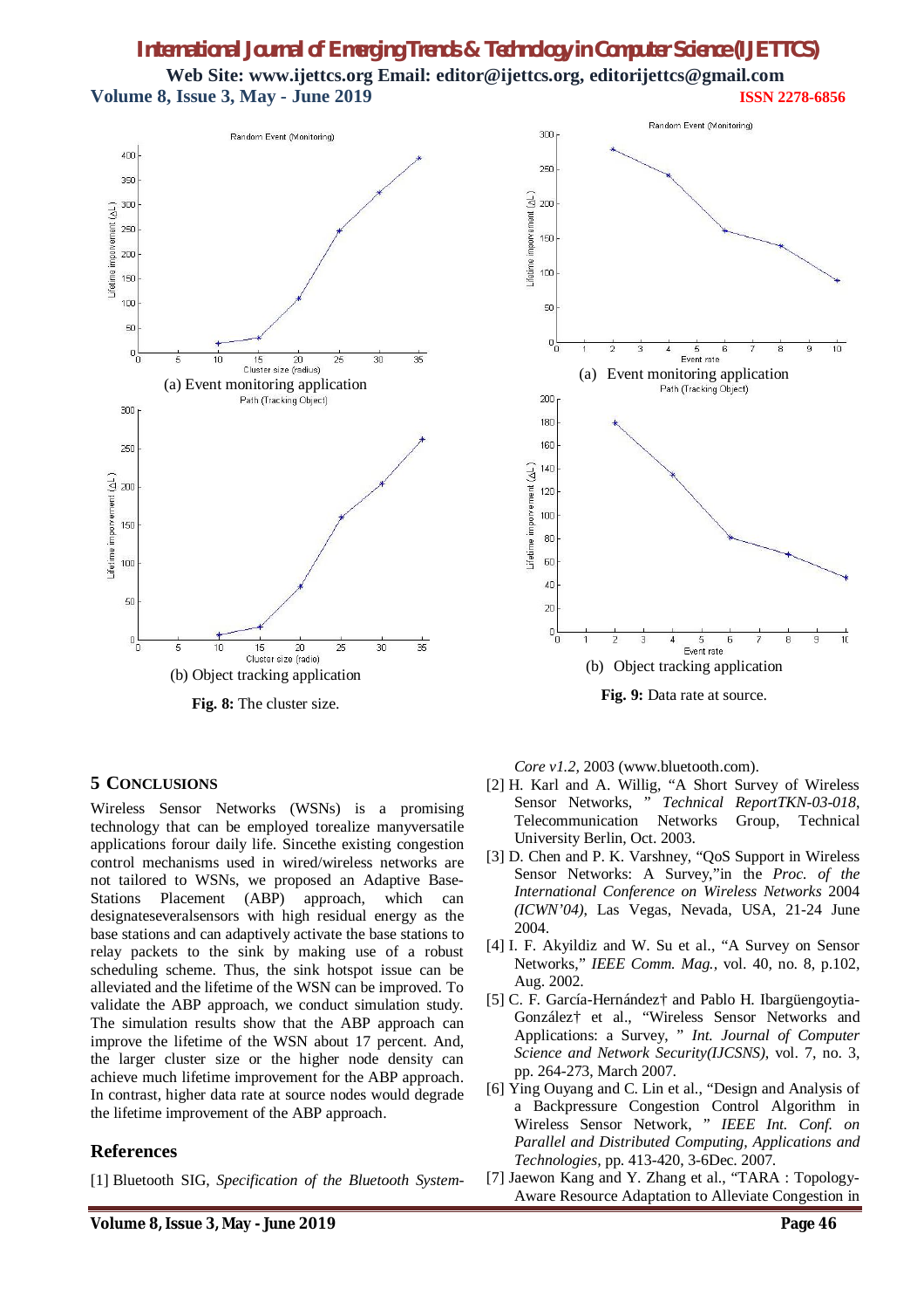(a) Event monitoring application

(b) Object tracking application

**Fig. 8:** The cluster size.

(a) Event monitoring application

(b) Object tracking application

**Fig. 9:** Data rate at source.

## 5 CONCLUSIONS

Wireless Sensor Networks (WSNs) is a promising technology that can be employed torealize manyversatile applications forour daily life. Sincethe existing congestion control mechanisms used in wired/wireless networks are not tailored to WSNs, we proposed an Adaptive Base-Stations Placement (ABP) approach, which can designateseveralsensors with high residual energy as the base stations and can adaptively activate the base stations to relay packets to the sink by making use of a robust scheduling scheme. Thus, the sink hotspot issue can be alleviated and the lifetime of the WSN can be improved. To validate the ABP approach, we conduct simulation study. The simulation results show that the ABP approach can improve the lifetime of the WSN about 17 percent. And, the larger cluster size or the higher node density can achieve much lifetime improvement for the ABP approach. In contrast, higher data rate at source nodes would degrade the lifetime improvement of the ABP approach.

## References

[1] Bluetooth SIG, *Specification of the Bluetooth System-Core v1.2*, 2003 (www.bluetooth.com).

[2] H. Karl and A. Willig, "A Short Survey of Wireless Sensor Networks, " *Technical ReportTKN-03-018*, Telecommunication Networks Group, Technical University Berlin, Oct. 2003.

[3] D. Chen and P. K. Varshney, "QoS Support in Wireless Sensor Networks: A Survey,"in the *Proc. of the International Conference on Wireless Networks* 2004 *(ICWN'04)*, Las Vegas, Nevada, USA, 21-24 June 2004.

[4] I. F. Akyildiz and W. Su et al., "A Survey on Sensor Networks," *IEEE Comm. Mag.*, vol. 40, no. 8, p.102, Aug. 2002.

[5] C. F. García-Hernández† and Pablo H. Ibargüengoytia-González† et al., "Wireless Sensor Networks and Applications: a Survey, " *Int. Journal of Computer Science and Network Security(IJCSNS)*, vol. 7, no. 3, pp. 264-273, March 2007.

[6] Ying Ouyang and C. Lin et al., "Design and Analysis of a Backpressure Congestion Control Algorithm in Wireless Sensor Network, " *IEEE Int. Conf. on Parallel and Distributed Computing, Applications and Technologies*, pp. 413-420, 3-6Dec. 2007.

[7] Jaewon Kang and Y. Zhang et al., "TARA : Topology-Aware Resource Adaptation to Alleviate Congestion in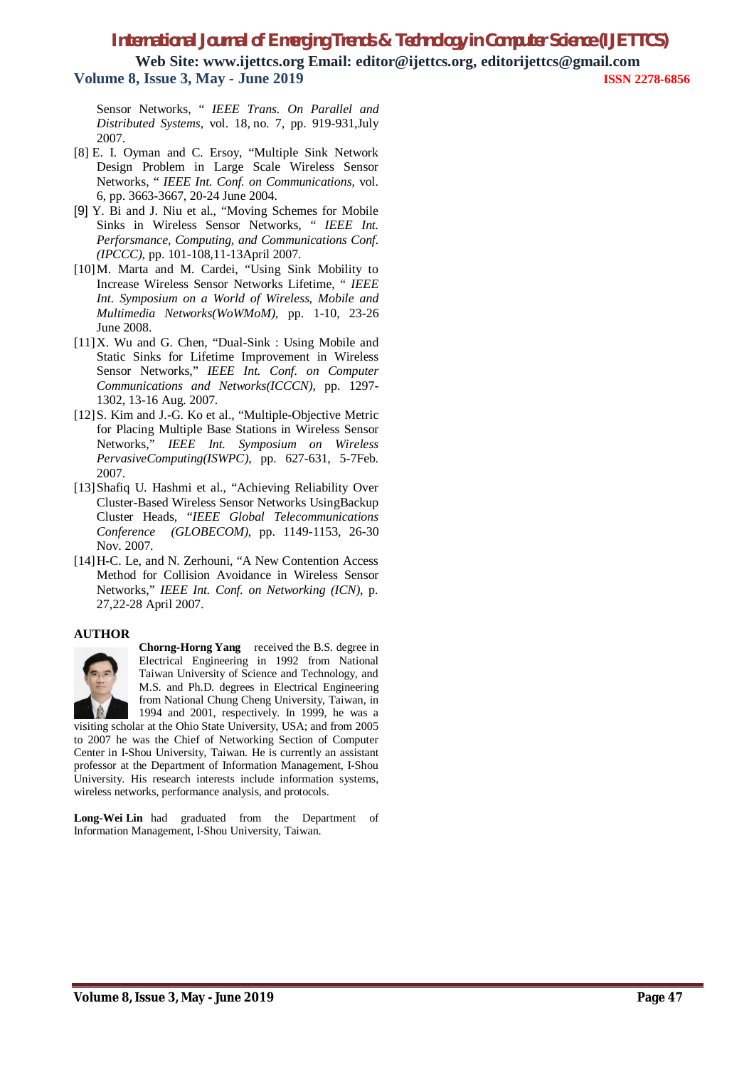Sensor Networks, " *IEEE Trans. On Parallel and Distributed Systems*, vol. 18, no. 7, pp. 919-931,July 2007.

[8] E. I. Oyman and C. Ersoy, "Multiple Sink Network Design Problem in Large Scale Wireless Sensor Networks, " *IEEE Int. Conf. on Communications*, vol. 6, pp. 3663-3667, 20-24 June 2004.

[9] Y. Bi and J. Niu et al., "Moving Schemes for Mobile Sinks in Wireless Sensor Networks, " *IEEE Int. Perforsmance, Computing, and Communications Conf. (IPCCC)*, pp. 101-108,11-13April 2007.

[10] M. Marta and M. Cardei, "Using Sink Mobility to Increase Wireless Sensor Networks Lifetime, " *IEEE Int. Symposium on a World of Wireless, Mobile and Multimedia Networks(WoWMoM)*, pp. 1-10, 23-26 June 2008.

[11] X. Wu and G. Chen, "Dual-Sink : Using Mobile and Static Sinks for Lifetime Improvement in Wireless Sensor Networks," *IEEE Int. Conf. on Computer Communications and Networks(ICCCN)*, pp. 1297-1302, 13-16 Aug. 2007.

[12] S. Kim and J.-G. Ko et al., "Multiple-Objective Metric for Placing Multiple Base Stations in Wireless Sensor Networks," *IEEE Int. Symposium on Wireless PervasiveComputing(ISWPC)*, pp. 627-631, 5-7Feb. 2007.

[13] Shafiq U. Hashmi et al., "Achieving Reliability Over Cluster-Based Wireless Sensor Networks UsingBackup Cluster Heads, "*IEEE Global Telecommunications Conference (GLOBECOM)*, pp. 1149-1153, 26-30 Nov. 2007.

[14] H-C. Le, and N. Zerhouni, "A New Contention Access Method for Collision Avoidance in Wireless Sensor Networks," *IEEE Int. Conf. on Networking (ICN)*, p. 27,22-28 April 2007.

## AUTHOR

**Chorng-Horng Yang** received the B.S. degree in Electrical Engineering in 1992 from National Taiwan University of Science and Technology, and M.S. and Ph.D. degrees in Electrical Engineering from National Chung Cheng University, Taiwan, in 1994 and 2001, respectively. In 1999, he was a visiting scholar at the Ohio State University, USA; and from 2005 to 2007 he was the Chief of Networking Section of Computer Center in I-Shou University, Taiwan. He is currently an assistant professor at the Department of Information Management, I-Shou University. His research interests include information systems, wireless networks, performance analysis, and protocols.

**Long-Wei Lin** had graduated from the Department of Information Management, I-Shou University, Taiwan.